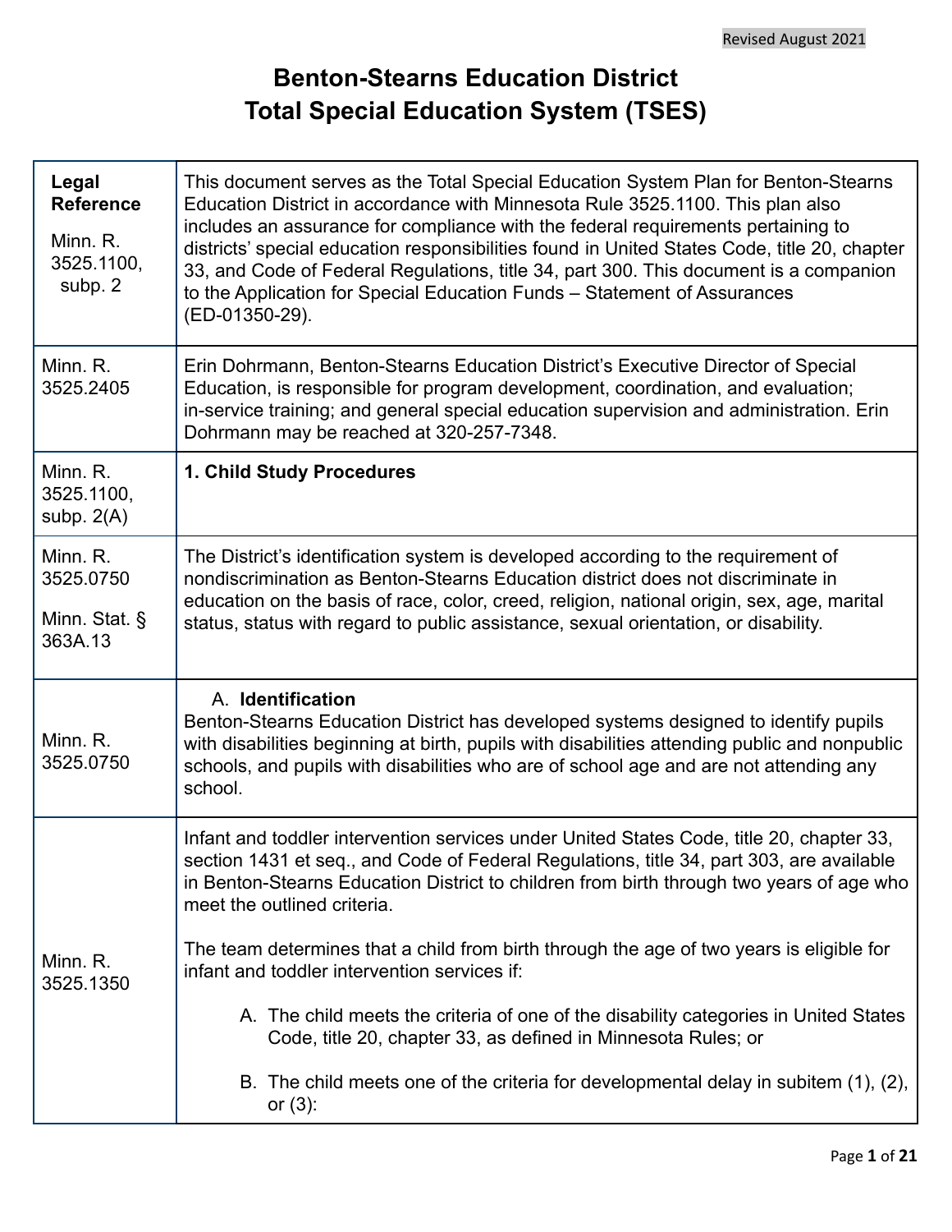# Benton-Stearns Education District
# Total Special Education System (TSES)

| Legal Reference | |
|---|---|
| Minn. R. 3525.1100, subp. 2 | This document serves as the Total Special Education System Plan for Benton-Stearns Education District in accordance with Minnesota Rule 3525.1100. This plan also includes an assurance for compliance with the federal requirements pertaining to districts' special education responsibilities found in United States Code, title 20, chapter 33, and Code of Federal Regulations, title 34, part 300. This document is a companion to the Application for Special Education Funds – Statement of Assurances (ED-01350-29). |
| Minn. R. 3525.2405 | Erin Dohrmann, Benton-Stearns Education District's Executive Director of Special Education, is responsible for program development, coordination, and evaluation; in-service training; and general special education supervision and administration. Erin Dohrmann may be reached at 320-257-7348. |
| Minn. R. 3525.1100, subp. 2(A) | **1. Child Study Procedures** |
| Minn. R. 3525.0750<br><br>Minn. Stat. § 363A.13 | The District's identification system is developed according to the requirement of nondiscrimination as Benton-Stearns Education district does not discriminate in education on the basis of race, color, creed, religion, national origin, sex, age, marital status, status with regard to public assistance, sexual orientation, or disability. |
| Minn. R. 3525.0750 | A. **Identification**<br>Benton-Stearns Education District has developed systems designed to identify pupils with disabilities beginning at birth, pupils with disabilities attending public and nonpublic schools, and pupils with disabilities who are of school age and are not attending any school. |
| Minn. R. 3525.1350 | Infant and toddler intervention services under United States Code, title 20, chapter 33, section 1431 et seq., and Code of Federal Regulations, title 34, part 303, are available in Benton-Stearns Education District to children from birth through two years of age who meet the outlined criteria.<br><br>The team determines that a child from birth through the age of two years is eligible for infant and toddler intervention services if:<br><br>A. The child meets the criteria of one of the disability categories in United States Code, title 20, chapter 33, as defined in Minnesota Rules; or<br><br>B. The child meets one of the criteria for developmental delay in subitem (1), (2), or (3): |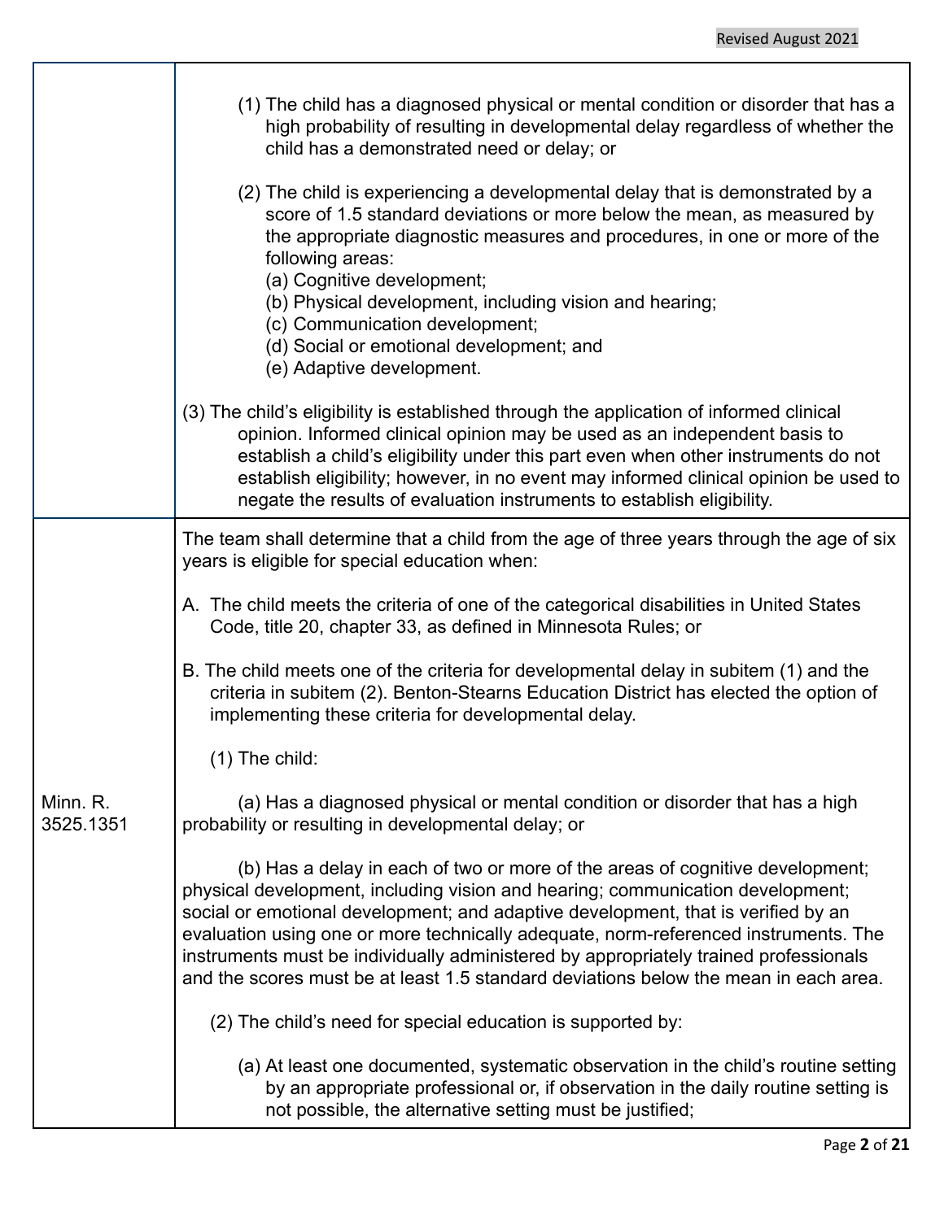| | |
|---|---|
| | (1) The child has a diagnosed physical or mental condition or disorder that has a high probability of resulting in developmental delay regardless of whether the child has a demonstrated need or delay; or<br><br>(2) The child is experiencing a developmental delay that is demonstrated by a score of 1.5 standard deviations or more below the mean, as measured by the appropriate diagnostic measures and procedures, in one or more of the following areas:<br>(a) Cognitive development;<br>(b) Physical development, including vision and hearing;<br>(c) Communication development;<br>(d) Social or emotional development; and<br>(e) Adaptive development.<br><br>(3) The child's eligibility is established through the application of informed clinical opinion. Informed clinical opinion may be used as an independent basis to establish a child's eligibility under this part even when other instruments do not establish eligibility; however, in no event may informed clinical opinion be used to negate the results of evaluation instruments to establish eligibility. |
| Minn. R. 3525.1351 | The team shall determine that a child from the age of three years through the age of six years is eligible for special education when:<br><br>A. The child meets the criteria of one of the categorical disabilities in United States Code, title 20, chapter 33, as defined in Minnesota Rules; or<br><br>B. The child meets one of the criteria for developmental delay in subitem (1) and the criteria in subitem (2). Benton-Stearns Education District has elected the option of implementing these criteria for developmental delay.<br><br>(1) The child:<br><br>(a) Has a diagnosed physical or mental condition or disorder that has a high probability or resulting in developmental delay; or<br><br>(b) Has a delay in each of two or more of the areas of cognitive development; physical development, including vision and hearing; communication development; social or emotional development; and adaptive development, that is verified by an evaluation using one or more technically adequate, norm-referenced instruments. The instruments must be individually administered by appropriately trained professionals and the scores must be at least 1.5 standard deviations below the mean in each area.<br><br>(2) The child's need for special education is supported by:<br><br>(a) At least one documented, systematic observation in the child's routine setting by an appropriate professional or, if observation in the daily routine setting is not possible, the alternative setting must be justified; |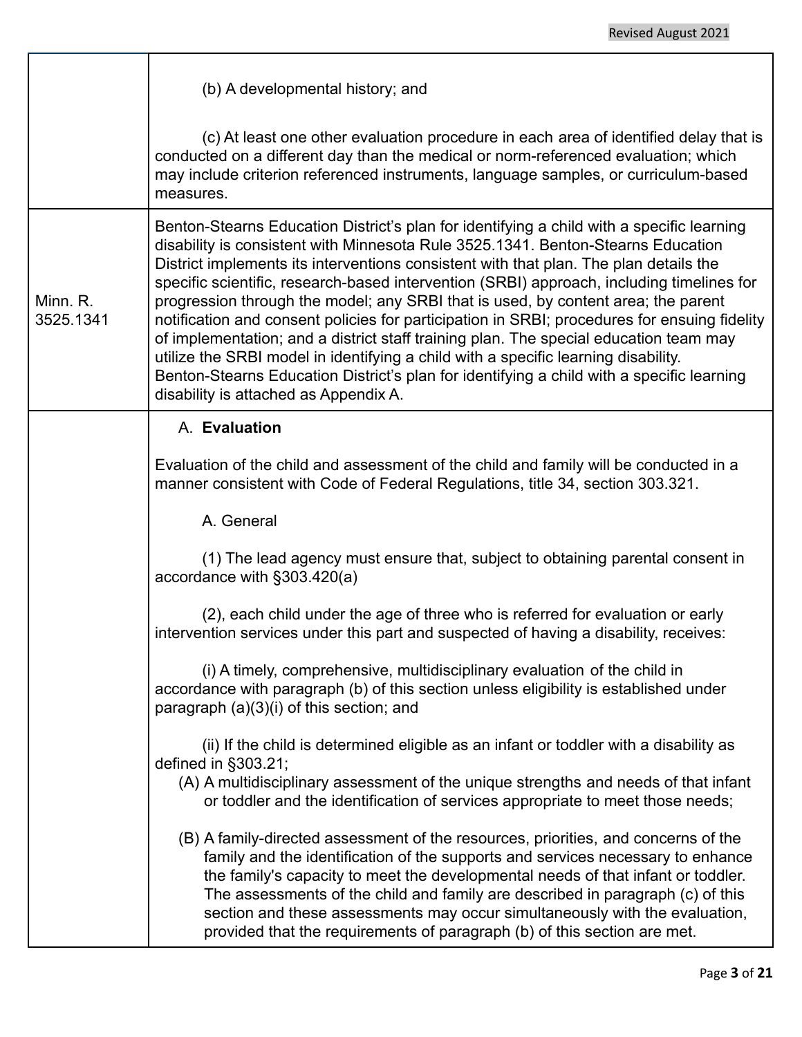| | |
|---|---|
| | (b) A developmental history; and<br><br>(c) At least one other evaluation procedure in each area of identified delay that is conducted on a different day than the medical or norm-referenced evaluation; which may include criterion referenced instruments, language samples, or curriculum-based measures. |
| Minn. R. 3525.1341 | Benton-Stearns Education District's plan for identifying a child with a specific learning disability is consistent with Minnesota Rule 3525.1341. Benton-Stearns Education District implements its interventions consistent with that plan. The plan details the specific scientific, research-based intervention (SRBI) approach, including timelines for progression through the model; any SRBI that is used, by content area; the parent notification and consent policies for participation in SRBI; procedures for ensuing fidelity of implementation; and a district staff training plan. The special education team may utilize the SRBI model in identifying a child with a specific learning disability. Benton-Stearns Education District's plan for identifying a child with a specific learning disability is attached as Appendix A. |
| | A. **Evaluation**<br><br>Evaluation of the child and assessment of the child and family will be conducted in a manner consistent with Code of Federal Regulations, title 34, section 303.321.<br><br>A. General<br><br>(1) The lead agency must ensure that, subject to obtaining parental consent in accordance with §303.420(a)<br><br>(2), each child under the age of three who is referred for evaluation or early intervention services under this part and suspected of having a disability, receives:<br><br>(i) A timely, comprehensive, multidisciplinary evaluation of the child in accordance with paragraph (b) of this section unless eligibility is established under paragraph (a)(3)(i) of this section; and<br><br>(ii) If the child is determined eligible as an infant or toddler with a disability as defined in §303.21;<br>(A) A multidisciplinary assessment of the unique strengths and needs of that infant or toddler and the identification of services appropriate to meet those needs;<br><br>(B) A family-directed assessment of the resources, priorities, and concerns of the family and the identification of the supports and services necessary to enhance the family's capacity to meet the developmental needs of that infant or toddler. The assessments of the child and family are described in paragraph (c) of this section and these assessments may occur simultaneously with the evaluation, provided that the requirements of paragraph (b) of this section are met. |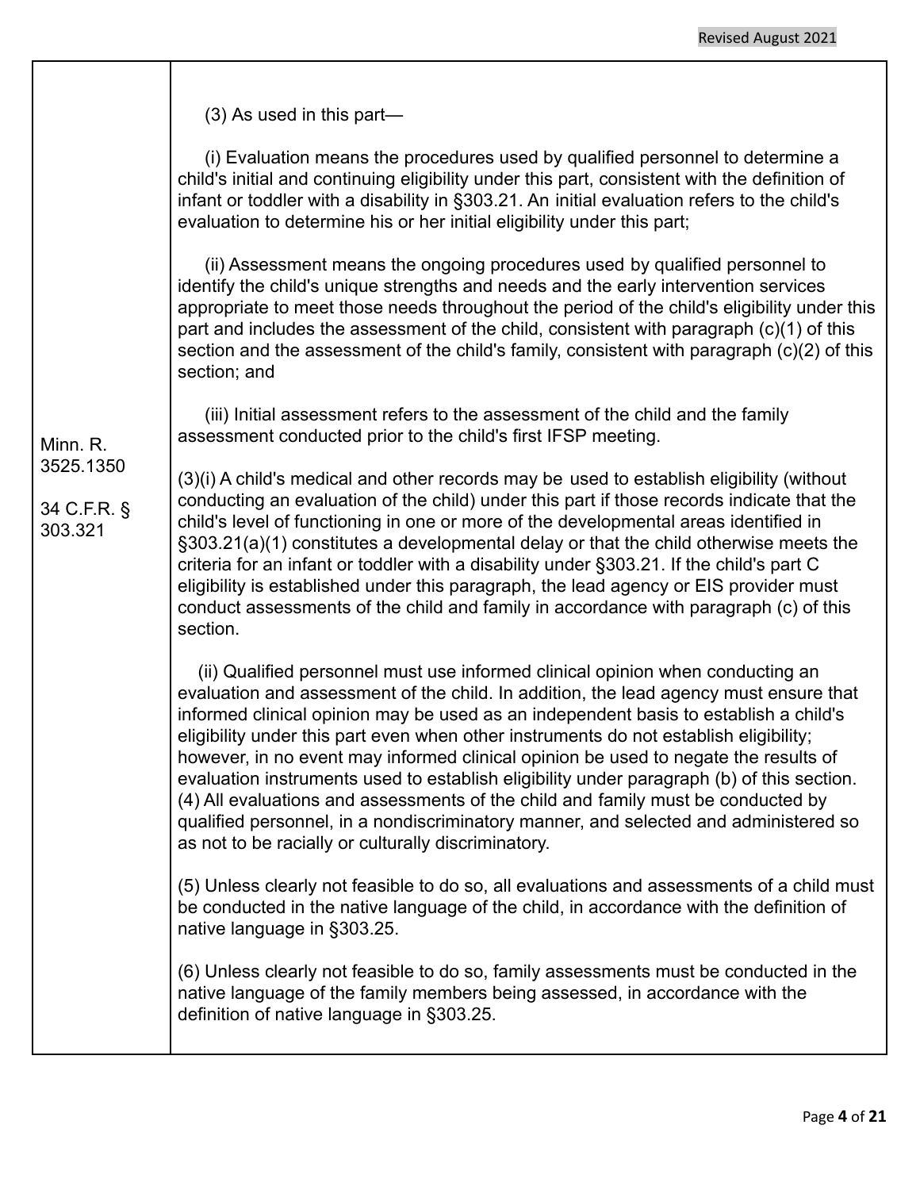| | |
|---|---|
| Minn. R. 3525.1350<br><br>34 C.F.R. § 303.321 | (3) As used in this part—<br><br>(i) Evaluation means the procedures used by qualified personnel to determine a child's initial and continuing eligibility under this part, consistent with the definition of infant or toddler with a disability in §303.21. An initial evaluation refers to the child's evaluation to determine his or her initial eligibility under this part;<br><br>(ii) Assessment means the ongoing procedures used by qualified personnel to identify the child's unique strengths and needs and the early intervention services appropriate to meet those needs throughout the period of the child's eligibility under this part and includes the assessment of the child, consistent with paragraph (c)(1) of this section and the assessment of the child's family, consistent with paragraph (c)(2) of this section; and<br><br>(iii) Initial assessment refers to the assessment of the child and the family assessment conducted prior to the child's first IFSP meeting.<br><br>(3)(i) A child's medical and other records may be used to establish eligibility (without conducting an evaluation of the child) under this part if those records indicate that the child's level of functioning in one or more of the developmental areas identified in §303.21(a)(1) constitutes a developmental delay or that the child otherwise meets the criteria for an infant or toddler with a disability under §303.21. If the child's part C eligibility is established under this paragraph, the lead agency or EIS provider must conduct assessments of the child and family in accordance with paragraph (c) of this section.<br><br>(ii) Qualified personnel must use informed clinical opinion when conducting an evaluation and assessment of the child. In addition, the lead agency must ensure that informed clinical opinion may be used as an independent basis to establish a child's eligibility under this part even when other instruments do not establish eligibility; however, in no event may informed clinical opinion be used to negate the results of evaluation instruments used to establish eligibility under paragraph (b) of this section. (4) All evaluations and assessments of the child and family must be conducted by qualified personnel, in a nondiscriminatory manner, and selected and administered so as not to be racially or culturally discriminatory.<br><br>(5) Unless clearly not feasible to do so, all evaluations and assessments of a child must be conducted in the native language of the child, in accordance with the definition of native language in §303.25.<br><br>(6) Unless clearly not feasible to do so, family assessments must be conducted in the native language of the family members being assessed, in accordance with the definition of native language in §303.25. |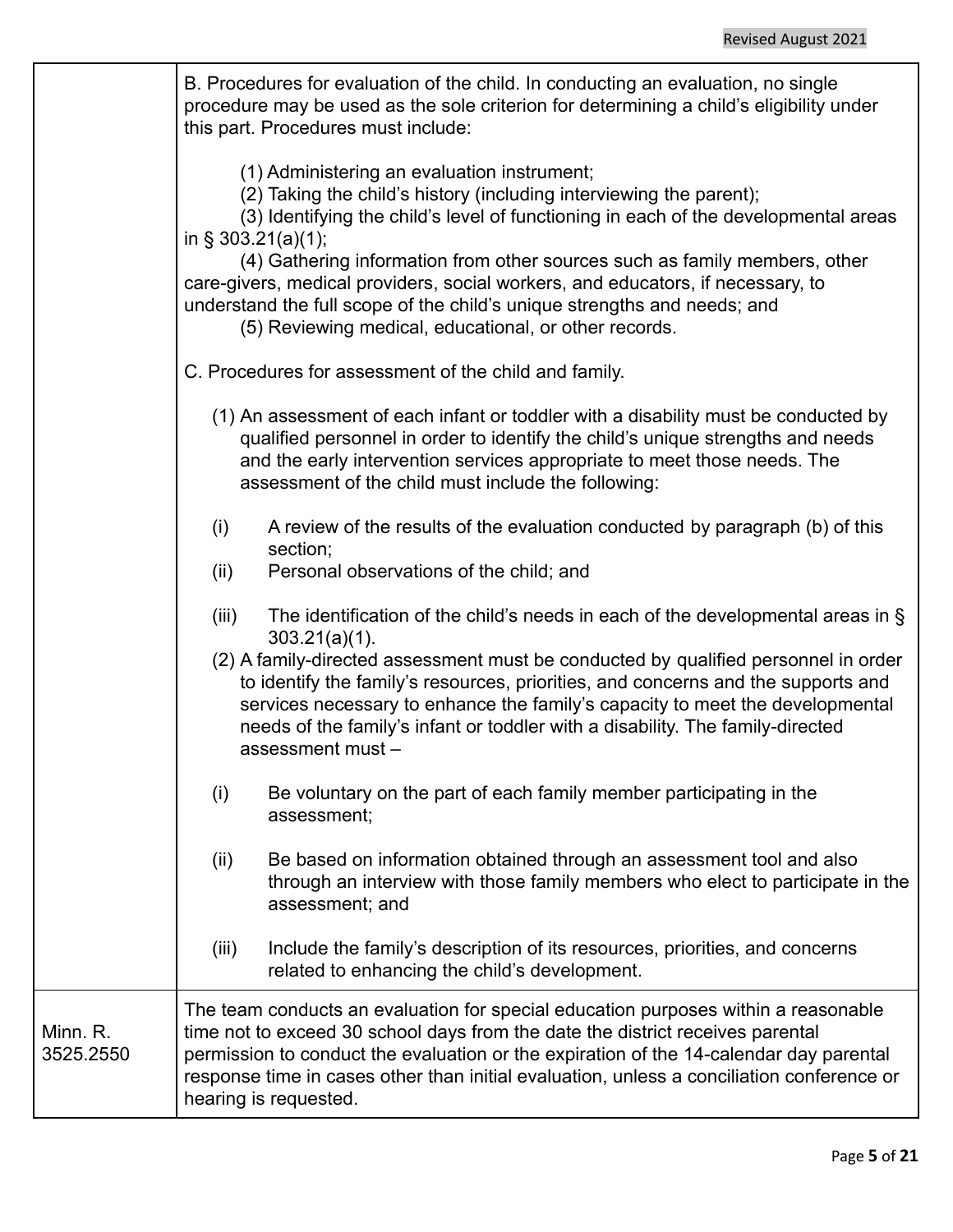| | |
|---|---|
| | B. Procedures for evaluation of the child. In conducting an evaluation, no single procedure may be used as the sole criterion for determining a child's eligibility under this part. Procedures must include:<br><br>(1) Administering an evaluation instrument;<br>(2) Taking the child's history (including interviewing the parent);<br>(3) Identifying the child's level of functioning in each of the developmental areas in § 303.21(a)(1);<br>(4) Gathering information from other sources such as family members, other care-givers, medical providers, social workers, and educators, if necessary, to understand the full scope of the child's unique strengths and needs; and<br>(5) Reviewing medical, educational, or other records.<br><br>C. Procedures for assessment of the child and family.<br><br>(1) An assessment of each infant or toddler with a disability must be conducted by qualified personnel in order to identify the child's unique strengths and needs and the early intervention services appropriate to meet those needs. The assessment of the child must include the following:<br><br>(i) A review of the results of the evaluation conducted by paragraph (b) of this section;<br>(ii) Personal observations of the child; and<br><br>(iii) The identification of the child's needs in each of the developmental areas in § 303.21(a)(1).<br>(2) A family-directed assessment must be conducted by qualified personnel in order to identify the family's resources, priorities, and concerns and the supports and services necessary to enhance the family's capacity to meet the developmental needs of the family's infant or toddler with a disability. The family-directed assessment must –<br><br>(i) Be voluntary on the part of each family member participating in the assessment;<br><br>(ii) Be based on information obtained through an assessment tool and also through an interview with those family members who elect to participate in the assessment; and<br><br>(iii) Include the family's description of its resources, priorities, and concerns related to enhancing the child's development. |
| Minn. R. 3525.2550 | The team conducts an evaluation for special education purposes within a reasonable time not to exceed 30 school days from the date the district receives parental permission to conduct the evaluation or the expiration of the 14-calendar day parental response time in cases other than initial evaluation, unless a conciliation conference or hearing is requested. |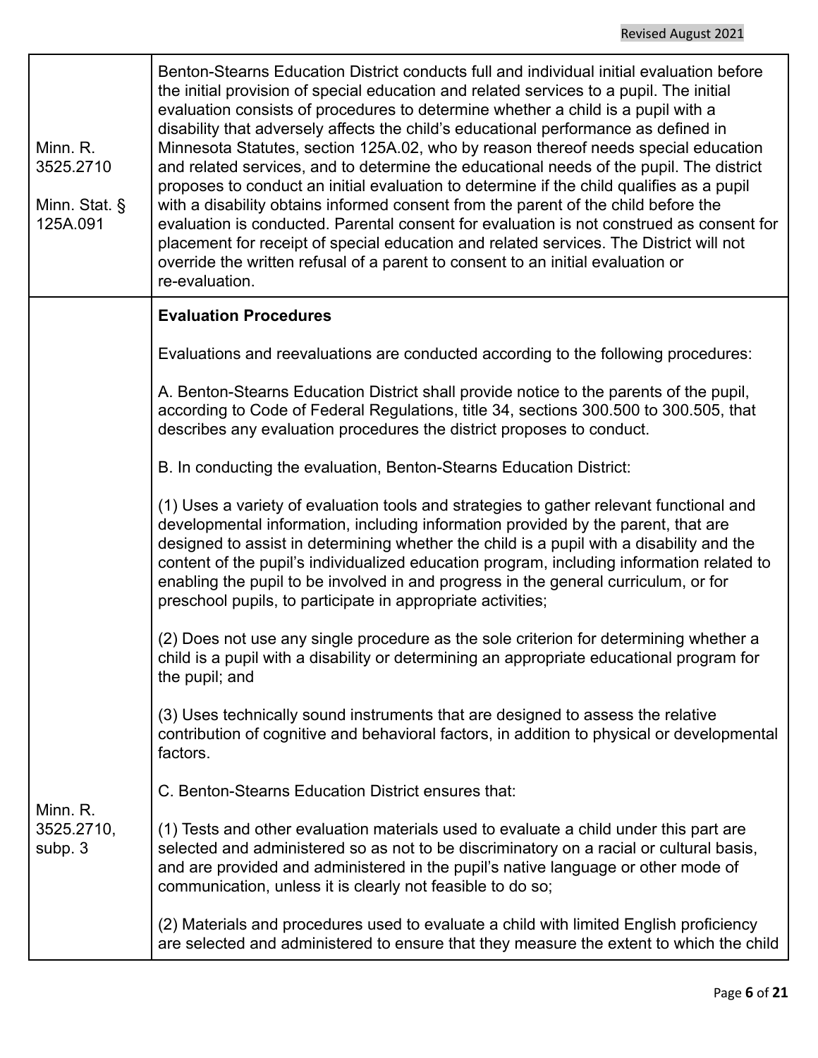| | |
|---|---|
| Minn. R. 3525.2710<br><br>Minn. Stat. § 125A.091 | Benton-Stearns Education District conducts full and individual initial evaluation before the initial provision of special education and related services to a pupil. The initial evaluation consists of procedures to determine whether a child is a pupil with a disability that adversely affects the child's educational performance as defined in Minnesota Statutes, section 125A.02, who by reason thereof needs special education and related services, and to determine the educational needs of the pupil. The district proposes to conduct an initial evaluation to determine if the child qualifies as a pupil with a disability obtains informed consent from the parent of the child before the evaluation is conducted. Parental consent for evaluation is not construed as consent for placement for receipt of special education and related services. The District will not override the written refusal of a parent to consent to an initial evaluation or re-evaluation. |
| Minn. R. 3525.2710, subp. 3 | **Evaluation Procedures**<br><br>Evaluations and reevaluations are conducted according to the following procedures:<br><br>A. Benton-Stearns Education District shall provide notice to the parents of the pupil, according to Code of Federal Regulations, title 34, sections 300.500 to 300.505, that describes any evaluation procedures the district proposes to conduct.<br><br>B. In conducting the evaluation, Benton-Stearns Education District:<br><br>(1) Uses a variety of evaluation tools and strategies to gather relevant functional and developmental information, including information provided by the parent, that are designed to assist in determining whether the child is a pupil with a disability and the content of the pupil's individualized education program, including information related to enabling the pupil to be involved in and progress in the general curriculum, or for preschool pupils, to participate in appropriate activities;<br><br>(2) Does not use any single procedure as the sole criterion for determining whether a child is a pupil with a disability or determining an appropriate educational program for the pupil; and<br><br>(3) Uses technically sound instruments that are designed to assess the relative contribution of cognitive and behavioral factors, in addition to physical or developmental factors.<br><br>C. Benton-Stearns Education District ensures that:<br><br>(1) Tests and other evaluation materials used to evaluate a child under this part are selected and administered so as not to be discriminatory on a racial or cultural basis, and are provided and administered in the pupil's native language or other mode of communication, unless it is clearly not feasible to do so;<br><br>(2) Materials and procedures used to evaluate a child with limited English proficiency are selected and administered to ensure that they measure the extent to which the child |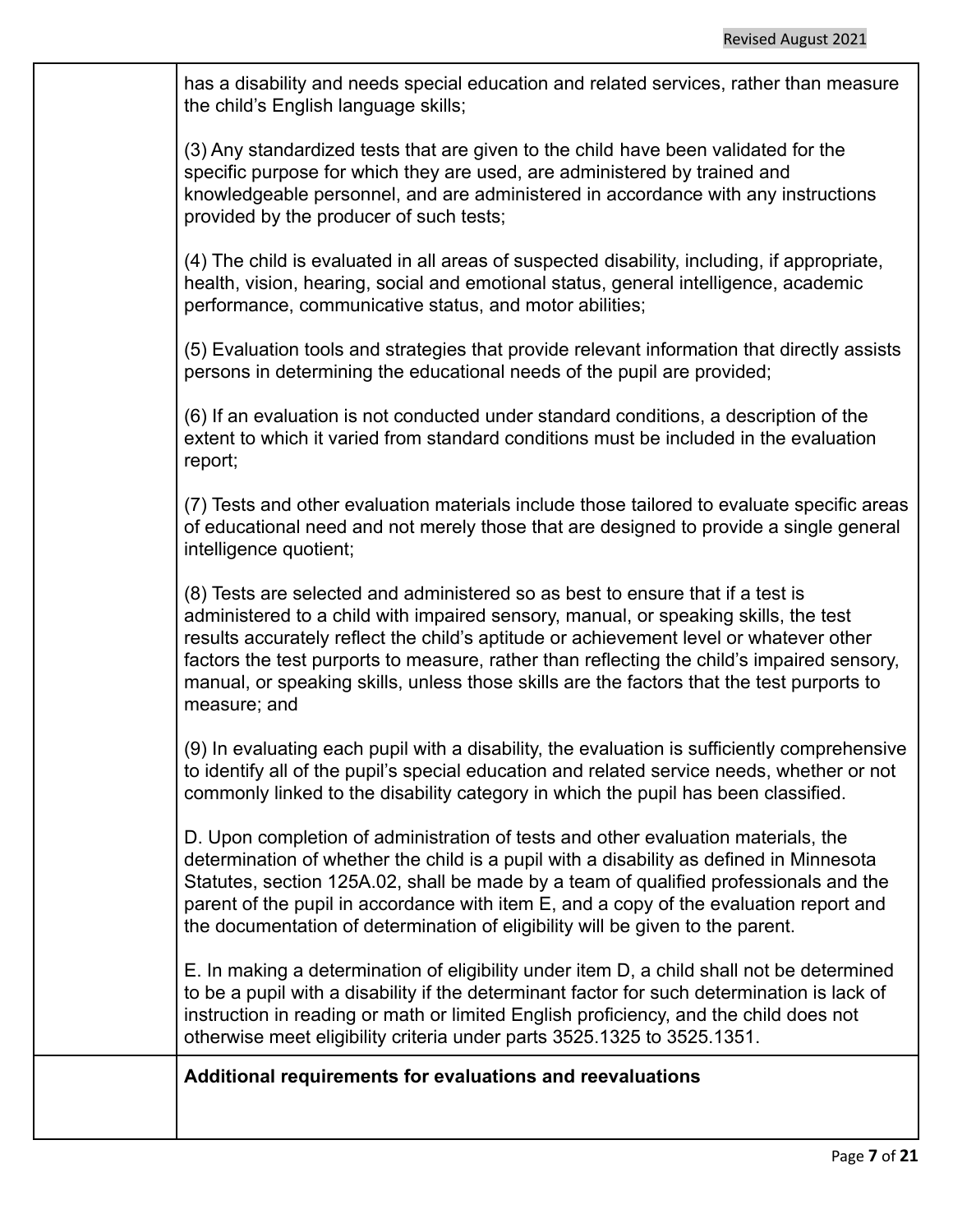| | |
|---|---|
| | has a disability and needs special education and related services, rather than measure the child's English language skills;<br><br>(3) Any standardized tests that are given to the child have been validated for the specific purpose for which they are used, are administered by trained and knowledgeable personnel, and are administered in accordance with any instructions provided by the producer of such tests;<br><br>(4) The child is evaluated in all areas of suspected disability, including, if appropriate, health, vision, hearing, social and emotional status, general intelligence, academic performance, communicative status, and motor abilities;<br><br>(5) Evaluation tools and strategies that provide relevant information that directly assists persons in determining the educational needs of the pupil are provided;<br><br>(6) If an evaluation is not conducted under standard conditions, a description of the extent to which it varied from standard conditions must be included in the evaluation report;<br><br>(7) Tests and other evaluation materials include those tailored to evaluate specific areas of educational need and not merely those that are designed to provide a single general intelligence quotient;<br><br>(8) Tests are selected and administered so as best to ensure that if a test is administered to a child with impaired sensory, manual, or speaking skills, the test results accurately reflect the child's aptitude or achievement level or whatever other factors the test purports to measure, rather than reflecting the child's impaired sensory, manual, or speaking skills, unless those skills are the factors that the test purports to measure; and<br><br>(9) In evaluating each pupil with a disability, the evaluation is sufficiently comprehensive to identify all of the pupil's special education and related service needs, whether or not commonly linked to the disability category in which the pupil has been classified.<br><br>D. Upon completion of administration of tests and other evaluation materials, the determination of whether the child is a pupil with a disability as defined in Minnesota Statutes, section 125A.02, shall be made by a team of qualified professionals and the parent of the pupil in accordance with item E, and a copy of the evaluation report and the documentation of determination of eligibility will be given to the parent.<br><br>E. In making a determination of eligibility under item D, a child shall not be determined to be a pupil with a disability if the determinant factor for such determination is lack of instruction in reading or math or limited English proficiency, and the child does not otherwise meet eligibility criteria under parts 3525.1325 to 3525.1351. |
| | **Additional requirements for evaluations and reevaluations** |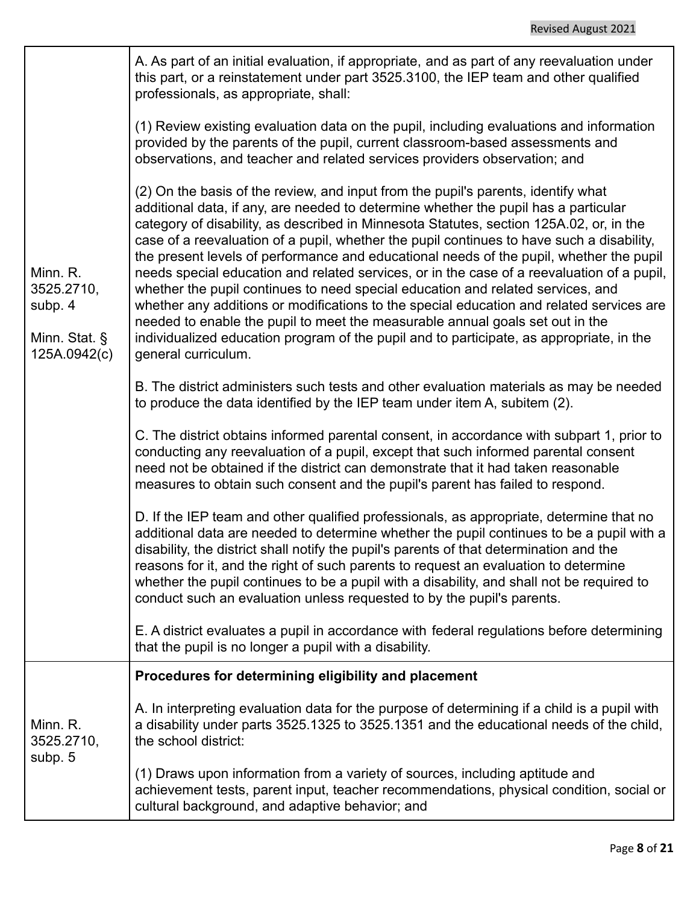| | |
|---|---|
| Minn. R. 3525.2710, subp. 4<br><br>Minn. Stat. § 125A.0942(c) | A. As part of an initial evaluation, if appropriate, and as part of any reevaluation under this part, or a reinstatement under part 3525.3100, the IEP team and other qualified professionals, as appropriate, shall:<br><br>(1) Review existing evaluation data on the pupil, including evaluations and information provided by the parents of the pupil, current classroom-based assessments and observations, and teacher and related services providers observation; and<br><br>(2) On the basis of the review, and input from the pupil's parents, identify what additional data, if any, are needed to determine whether the pupil has a particular category of disability, as described in Minnesota Statutes, section 125A.02, or, in the case of a reevaluation of a pupil, whether the pupil continues to have such a disability, the present levels of performance and educational needs of the pupil, whether the pupil needs special education and related services, or in the case of a reevaluation of a pupil, whether the pupil continues to need special education and related services, and whether any additions or modifications to the special education and related services are needed to enable the pupil to meet the measurable annual goals set out in the individualized education program of the pupil and to participate, as appropriate, in the general curriculum.<br><br>B. The district administers such tests and other evaluation materials as may be needed to produce the data identified by the IEP team under item A, subitem (2).<br><br>C. The district obtains informed parental consent, in accordance with subpart 1, prior to conducting any reevaluation of a pupil, except that such informed parental consent need not be obtained if the district can demonstrate that it had taken reasonable measures to obtain such consent and the pupil's parent has failed to respond.<br><br>D. If the IEP team and other qualified professionals, as appropriate, determine that no additional data are needed to determine whether the pupil continues to be a pupil with a disability, the district shall notify the pupil's parents of that determination and the reasons for it, and the right of such parents to request an evaluation to determine whether the pupil continues to be a pupil with a disability, and shall not be required to conduct such an evaluation unless requested to by the pupil's parents.<br><br>E. A district evaluates a pupil in accordance with federal regulations before determining that the pupil is no longer a pupil with a disability. |
| Minn. R. 3525.2710, subp. 5 | **Procedures for determining eligibility and placement**<br><br>A. In interpreting evaluation data for the purpose of determining if a child is a pupil with a disability under parts 3525.1325 to 3525.1351 and the educational needs of the child, the school district:<br><br>(1) Draws upon information from a variety of sources, including aptitude and achievement tests, parent input, teacher recommendations, physical condition, social or cultural background, and adaptive behavior; and |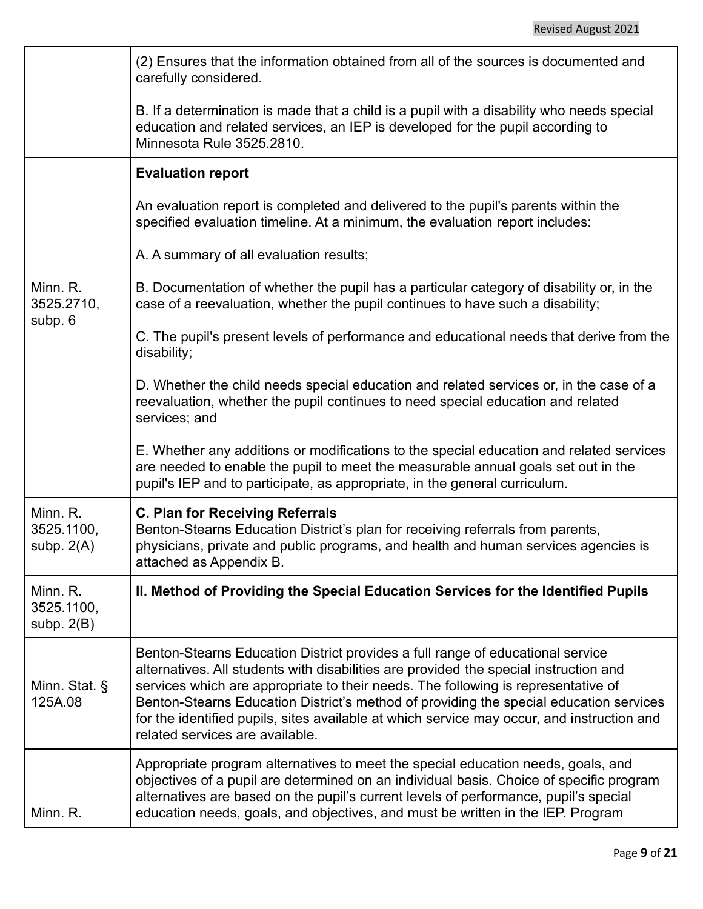| | |
|---|---|
| | (2) Ensures that the information obtained from all of the sources is documented and carefully considered.<br><br>B. If a determination is made that a child is a pupil with a disability who needs special education and related services, an IEP is developed for the pupil according to Minnesota Rule 3525.2810. |
| Minn. R. 3525.2710, subp. 6 | **Evaluation report**<br><br>An evaluation report is completed and delivered to the pupil's parents within the specified evaluation timeline. At a minimum, the evaluation report includes:<br><br>A. A summary of all evaluation results;<br><br>B. Documentation of whether the pupil has a particular category of disability or, in the case of a reevaluation, whether the pupil continues to have such a disability;<br><br>C. The pupil's present levels of performance and educational needs that derive from the disability;<br><br>D. Whether the child needs special education and related services or, in the case of a reevaluation, whether the pupil continues to need special education and related services; and<br><br>E. Whether any additions or modifications to the special education and related services are needed to enable the pupil to meet the measurable annual goals set out in the pupil's IEP and to participate, as appropriate, in the general curriculum. |
| Minn. R. 3525.1100, subp. 2(A) | **C. Plan for Receiving Referrals**<br>Benton-Stearns Education District's plan for receiving referrals from parents, physicians, private and public programs, and health and human services agencies is attached as Appendix B. |
| Minn. R. 3525.1100, subp. 2(B) | **II. Method of Providing the Special Education Services for the Identified Pupils** |
| Minn. Stat. § 125A.08 | Benton-Stearns Education District provides a full range of educational service alternatives. All students with disabilities are provided the special instruction and services which are appropriate to their needs. The following is representative of Benton-Stearns Education District's method of providing the special education services for the identified pupils, sites available at which service may occur, and instruction and related services are available. |
| Minn. R. | Appropriate program alternatives to meet the special education needs, goals, and objectives of a pupil are determined on an individual basis. Choice of specific program alternatives are based on the pupil's current levels of performance, pupil's special education needs, goals, and objectives, and must be written in the IEP. Program |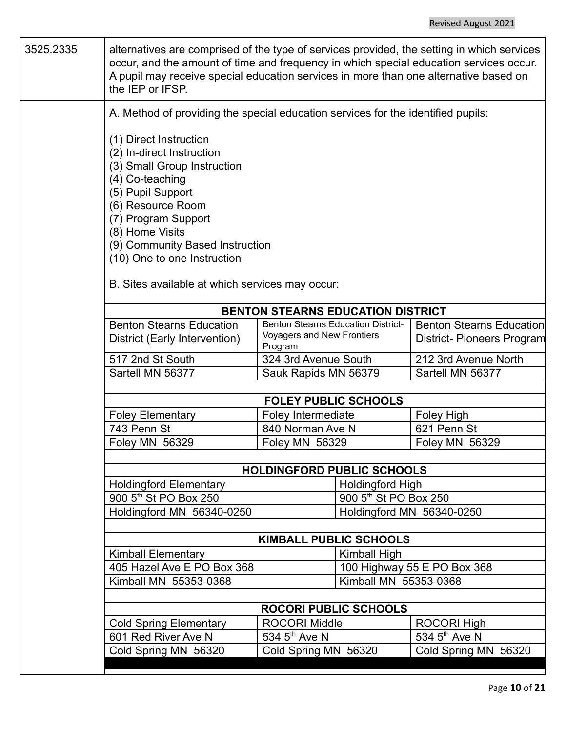| | |
|---|---|
| 3525.2335 | alternatives are comprised of the type of services provided, the setting in which services occur, and the amount of time and frequency in which special education services occur. A pupil may receive special education services in more than one alternative based on the IEP or IFSP. |

A. Method of providing the special education services for the identified pupils:

(1) Direct Instruction
(2) In-direct Instruction
(3) Small Group Instruction
(4) Co-teaching
(5) Pupil Support
(6) Resource Room
(7) Program Support
(8) Home Visits
(9) Community Based Instruction
(10) One to one Instruction

B. Sites available at which services may occur:

| **BENTON STEARNS EDUCATION DISTRICT** | | |
|---|---|---|
| Benton Stearns Education District (Early Intervention) | Benton Stearns Education District- Voyagers and New Frontiers Program | Benton Stearns Education District- Pioneers Program |
| 517 2nd St South | 324 3rd Avenue South | 212 3rd Avenue North |
| Sartell MN 56377 | Sauk Rapids MN 56379 | Sartell MN 56377 |

| **FOLEY PUBLIC SCHOOLS** | | |
|---|---|---|
| Foley Elementary | Foley Intermediate | Foley High |
| 743 Penn St | 840 Norman Ave N | 621 Penn St |
| Foley MN 56329 | Foley MN 56329 | Foley MN 56329 |

| **HOLDINGFORD PUBLIC SCHOOLS** | |
|---|---|
| Holdingford Elementary | Holdingford High |
| 900 5th St PO Box 250 | 900 5th St PO Box 250 |
| Holdingford MN 56340-0250 | Holdingford MN 56340-0250 |

| **KIMBALL PUBLIC SCHOOLS** | |
|---|---|
| Kimball Elementary | Kimball High |
| 405 Hazel Ave E PO Box 368 | 100 Highway 55 E PO Box 368 |
| Kimball MN 55353-0368 | Kimball MN 55353-0368 |

| **ROCORI PUBLIC SCHOOLS** | | |
|---|---|---|
| Cold Spring Elementary | ROCORI Middle | ROCORI High |
| 601 Red River Ave N | 534 5th Ave N | 534 5th Ave N |
| Cold Spring MN 56320 | Cold Spring MN 56320 | Cold Spring MN 56320 |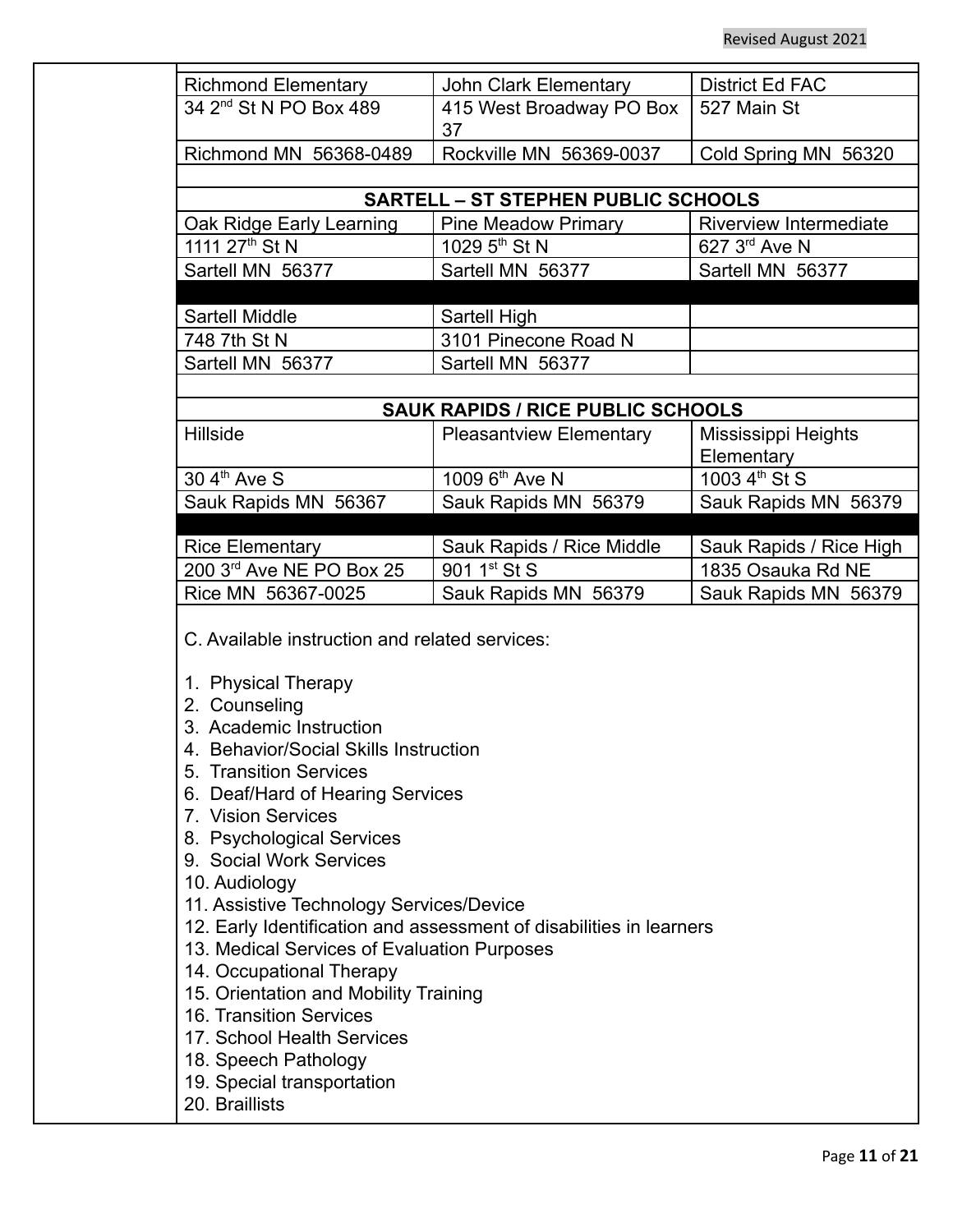| Richmond Elementary | John Clark Elementary | District Ed FAC |
|---|---|---|
| 34 2nd St N PO Box 489 | 415 West Broadway PO Box 37 | 527 Main St |
| Richmond MN 56368-0489 | Rockville MN 56369-0037 | Cold Spring MN 56320 |

**SARTELL – ST STEPHEN PUBLIC SCHOOLS**

| Oak Ridge Early Learning | Pine Meadow Primary | Riverview Intermediate |
|---|---|---|
| 1111 27th St N | 1029 5th St N | 627 3rd Ave N |
| Sartell MN 56377 | Sartell MN 56377 | Sartell MN 56377 |
| Sartell Middle | Sartell High | |
| 748 7th St N | 3101 Pinecone Road N | |
| Sartell MN 56377 | Sartell MN 56377 | |

**SAUK RAPIDS / RICE PUBLIC SCHOOLS**

| Hillside | Pleasantview Elementary | Mississippi Heights Elementary |
|---|---|---|
| 30 4th Ave S | 1009 6th Ave N | 1003 4th St S |
| Sauk Rapids MN 56367 | Sauk Rapids MN 56379 | Sauk Rapids MN 56379 |
| Rice Elementary | Sauk Rapids / Rice Middle | Sauk Rapids / Rice High |
| 200 3rd Ave NE PO Box 25 | 901 1st St S | 1835 Osauka Rd NE |
| Rice MN 56367-0025 | Sauk Rapids MN 56379 | Sauk Rapids MN 56379 |

C. Available instruction and related services:

1. Physical Therapy
2. Counseling
3. Academic Instruction
4. Behavior/Social Skills Instruction
5. Transition Services
6. Deaf/Hard of Hearing Services
7. Vision Services
8. Psychological Services
9. Social Work Services
10. Audiology
11. Assistive Technology Services/Device
12. Early Identification and assessment of disabilities in learners
13. Medical Services of Evaluation Purposes
14. Occupational Therapy
15. Orientation and Mobility Training
16. Transition Services
17. School Health Services
18. Speech Pathology
19. Special transportation
20. Braillists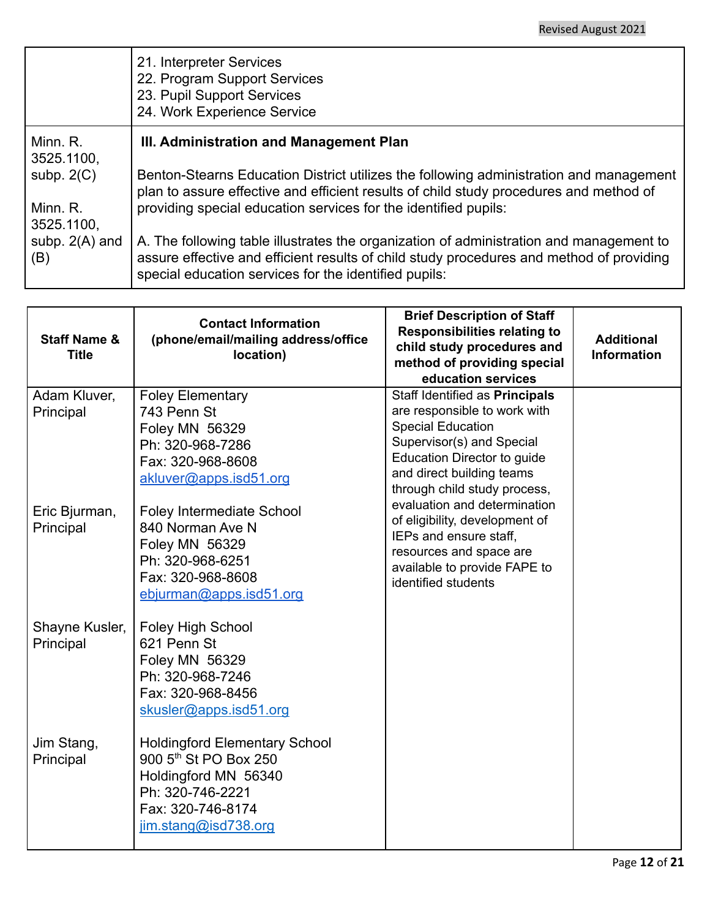| | |
|---|---|
| | 21. Interpreter Services<br>22. Program Support Services<br>23. Pupil Support Services<br>24. Work Experience Service |
| Minn. R. 3525.1100, subp. 2(C)<br><br>Minn. R. 3525.1100, subp. 2(A) and (B) | **III. Administration and Management Plan**<br><br>Benton-Stearns Education District utilizes the following administration and management plan to assure effective and efficient results of child study procedures and method of providing special education services for the identified pupils:<br><br>A. The following table illustrates the organization of administration and management to assure effective and efficient results of child study procedures and method of providing special education services for the identified pupils: |

| Staff Name & Title | Contact Information (phone/email/mailing address/office location) | Brief Description of Staff Responsibilities relating to child study procedures and method of providing special education services | Additional Information |
|---|---|---|---|
| Adam Kluver, Principal<br><br>Eric Bjurman, Principal<br><br>Shayne Kusler, Principal<br><br>Jim Stang, Principal | Foley Elementary<br>743 Penn St<br>Foley MN 56329<br>Ph: 320-968-7286<br>Fax: 320-968-8608<br>akluver@apps.isd51.org<br><br>Foley Intermediate School<br>840 Norman Ave N<br>Foley MN 56329<br>Ph: 320-968-6251<br>Fax: 320-968-8608<br>ebjurman@apps.isd51.org<br><br>Foley High School<br>621 Penn St<br>Foley MN 56329<br>Ph: 320-968-7246<br>Fax: 320-968-8456<br>skusler@apps.isd51.org<br><br>Holdingford Elementary School<br>900 5th St PO Box 250<br>Holdingford MN 56340<br>Ph: 320-746-2221<br>Fax: 320-746-8174<br>jim.stang@isd738.org | Staff Identified as **Principals** are responsible to work with Special Education Supervisor(s) and Special Education Director to guide and direct building teams through child study process, evaluation and determination of eligibility, development of IEPs and ensure staff, resources and space are available to provide FAPE to identified students | |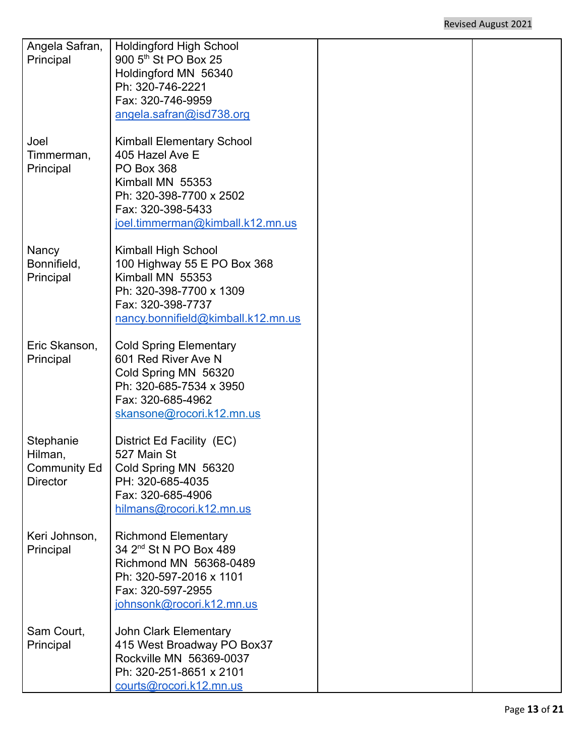| | | | |
|---|---|---|---|
| Angela Safran, Principal | Holdingford High School<br>900 5th St PO Box 25<br>Holdingford MN 56340<br>Ph: 320-746-2221<br>Fax: 320-746-9959<br>angela.safran@isd738.org | | |
| Joel Timmerman, Principal | Kimball Elementary School<br>405 Hazel Ave E<br>PO Box 368<br>Kimball MN 55353<br>Ph: 320-398-7700 x 2502<br>Fax: 320-398-5433<br>joel.timmerman@kimball.k12.mn.us | | |
| Nancy Bonnifield, Principal | Kimball High School<br>100 Highway 55 E PO Box 368<br>Kimball MN 55353<br>Ph: 320-398-7700 x 1309<br>Fax: 320-398-7737<br>nancy.bonnifield@kimball.k12.mn.us | | |
| Eric Skanson, Principal | Cold Spring Elementary<br>601 Red River Ave N<br>Cold Spring MN 56320<br>Ph: 320-685-7534 x 3950<br>Fax: 320-685-4962<br>skansone@rocori.k12.mn.us | | |
| Stephanie Hilman, Community Ed Director | District Ed Facility (EC)<br>527 Main St<br>Cold Spring MN 56320<br>PH: 320-685-4035<br>Fax: 320-685-4906<br>hilmans@rocori.k12.mn.us | | |
| Keri Johnson, Principal | Richmond Elementary<br>34 2nd St N PO Box 489<br>Richmond MN 56368-0489<br>Ph: 320-597-2016 x 1101<br>Fax: 320-597-2955<br>johnsonk@rocori.k12.mn.us | | |
| Sam Court, Principal | John Clark Elementary<br>415 West Broadway PO Box37<br>Rockville MN 56369-0037<br>Ph: 320-251-8651 x 2101<br>courts@rocori.k12.mn.us | | |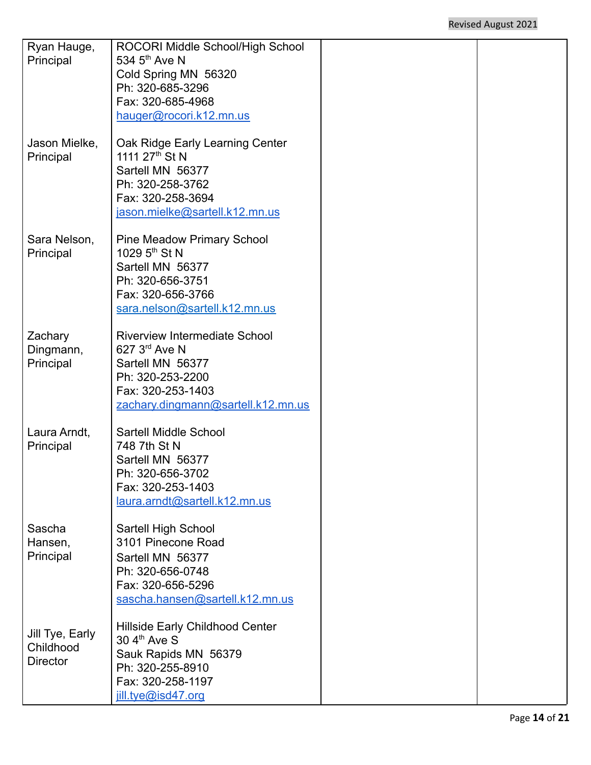| | | | |
|---|---|---|---|
| Ryan Hauge, Principal | ROCORI Middle School/High School<br>534 5th Ave N<br>Cold Spring MN 56320<br>Ph: 320-685-3296<br>Fax: 320-685-4968<br>hauger@rocori.k12.mn.us | | |
| Jason Mielke, Principal | Oak Ridge Early Learning Center<br>1111 27th St N<br>Sartell MN 56377<br>Ph: 320-258-3762<br>Fax: 320-258-3694<br>jason.mielke@sartell.k12.mn.us | | |
| Sara Nelson, Principal | Pine Meadow Primary School<br>1029 5th St N<br>Sartell MN 56377<br>Ph: 320-656-3751<br>Fax: 320-656-3766<br>sara.nelson@sartell.k12.mn.us | | |
| Zachary Dingmann, Principal | Riverview Intermediate School<br>627 3rd Ave N<br>Sartell MN 56377<br>Ph: 320-253-2200<br>Fax: 320-253-1403<br>zachary.dingmann@sartell.k12.mn.us | | |
| Laura Arndt, Principal | Sartell Middle School<br>748 7th St N<br>Sartell MN 56377<br>Ph: 320-656-3702<br>Fax: 320-253-1403<br>laura.arndt@sartell.k12.mn.us | | |
| Sascha Hansen, Principal | Sartell High School<br>3101 Pinecone Road<br>Sartell MN 56377<br>Ph: 320-656-0748<br>Fax: 320-656-5296<br>sascha.hansen@sartell.k12.mn.us | | |
| Jill Tye, Early Childhood Director | Hillside Early Childhood Center<br>30 4th Ave S<br>Sauk Rapids MN 56379<br>Ph: 320-255-8910<br>Fax: 320-258-1197<br>jill.tye@isd47.org | | |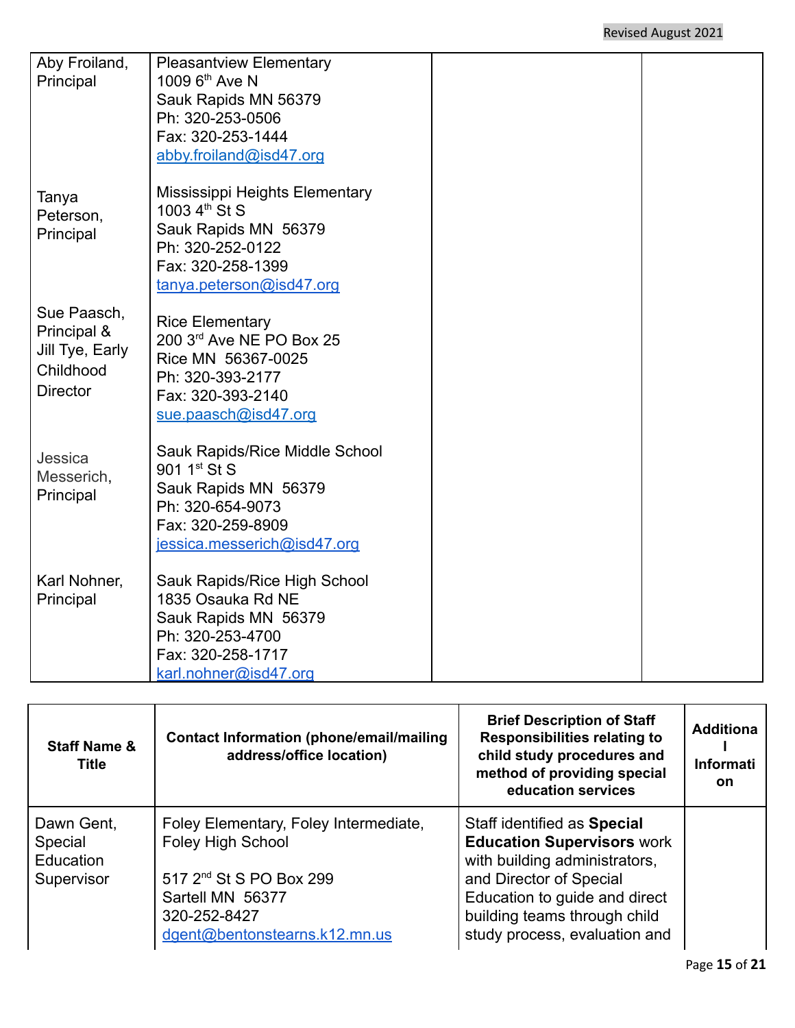| | | | |
|---|---|---|---|
| Aby Froiland, Principal | Pleasantview Elementary<br>1009 6th Ave N<br>Sauk Rapids MN 56379<br>Ph: 320-253-0506<br>Fax: 320-253-1444<br>abby.froiland@isd47.org | | |
| Tanya Peterson, Principal | Mississippi Heights Elementary<br>1003 4th St S<br>Sauk Rapids MN 56379<br>Ph: 320-252-0122<br>Fax: 320-258-1399<br>tanya.peterson@isd47.org | | |
| Sue Paasch, Principal & Jill Tye, Early Childhood Director | Rice Elementary<br>200 3rd Ave NE PO Box 25<br>Rice MN 56367-0025<br>Ph: 320-393-2177<br>Fax: 320-393-2140<br>sue.paasch@isd47.org | | |
| Jessica Messerich, Principal | Sauk Rapids/Rice Middle School<br>901 1st St S<br>Sauk Rapids MN 56379<br>Ph: 320-654-9073<br>Fax: 320-259-8909<br>jessica.messerich@isd47.org | | |
| Karl Nohner, Principal | Sauk Rapids/Rice High School<br>1835 Osauka Rd NE<br>Sauk Rapids MN 56379<br>Ph: 320-253-4700<br>Fax: 320-258-1717<br>karl.nohner@isd47.org | | |

| Staff Name & Title | Contact Information (phone/email/mailing address/office location) | Brief Description of Staff Responsibilities relating to child study procedures and method of providing special education services | Additional Information |
|---|---|---|---|
| Dawn Gent, Special Education Supervisor | Foley Elementary, Foley Intermediate, Foley High School<br><br>517 2nd St S PO Box 299<br>Sartell MN 56377<br>320-252-8427<br>dgent@bentonstearns.k12.mn.us | Staff identified as **Special Education Supervisors** work with building administrators, and Director of Special Education to guide and direct building teams through child study process, evaluation and | |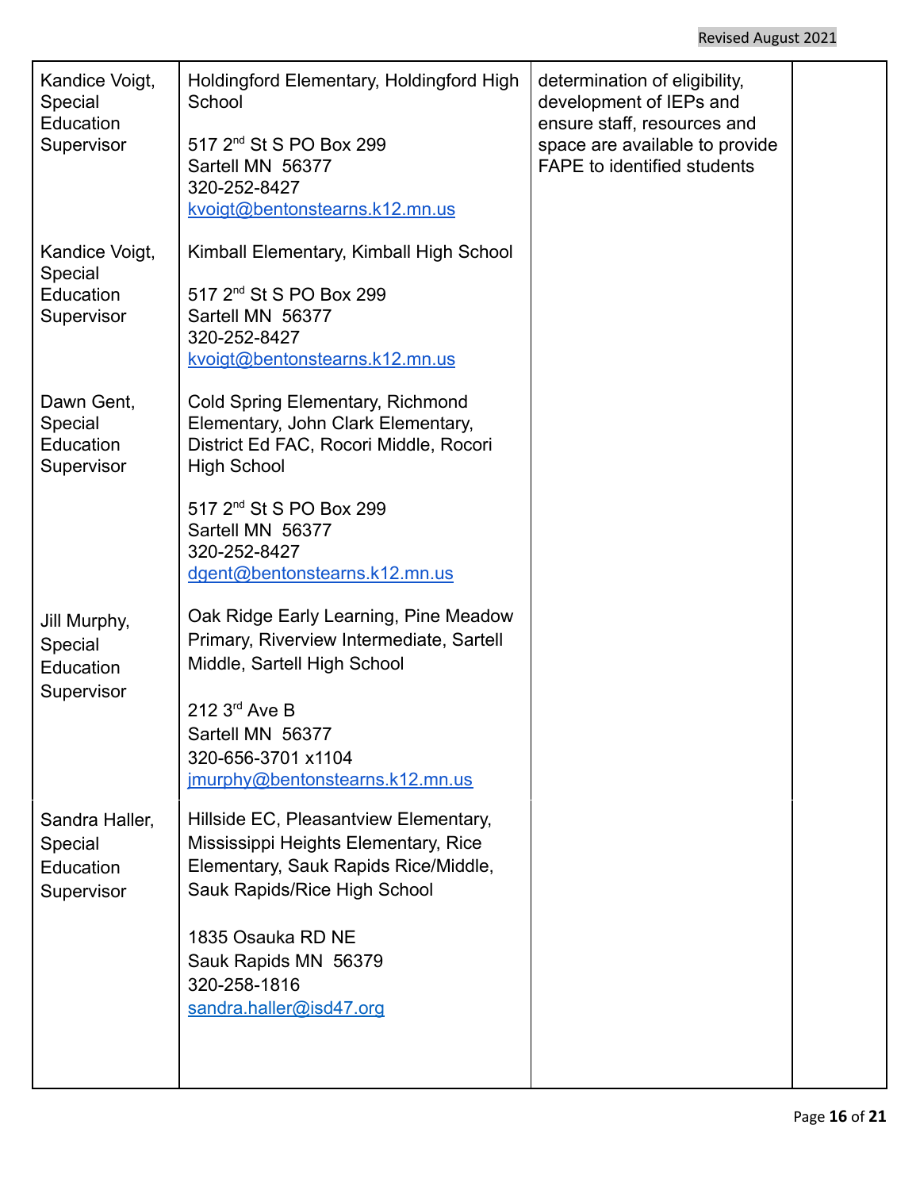| | | | |
|---|---|---|---|
| Kandice Voigt, Special Education Supervisor | Holdingford Elementary, Holdingford High School<br><br>517 2nd St S PO Box 299<br>Sartell MN 56377<br>320-252-8427<br>kvoigt@bentonstearns.k12.mn.us | determination of eligibility, development of IEPs and ensure staff, resources and space are available to provide FAPE to identified students | |
| Kandice Voigt, Special Education Supervisor | Kimball Elementary, Kimball High School<br><br>517 2nd St S PO Box 299<br>Sartell MN 56377<br>320-252-8427<br>kvoigt@bentonstearns.k12.mn.us | | |
| Dawn Gent, Special Education Supervisor | Cold Spring Elementary, Richmond Elementary, John Clark Elementary, District Ed FAC, Rocori Middle, Rocori High School<br><br>517 2nd St S PO Box 299<br>Sartell MN 56377<br>320-252-8427<br>dgent@bentonstearns.k12.mn.us | | |
| Jill Murphy, Special Education Supervisor | Oak Ridge Early Learning, Pine Meadow Primary, Riverview Intermediate, Sartell Middle, Sartell High School<br><br>212 3rd Ave B<br>Sartell MN 56377<br>320-656-3701 x1104<br>jmurphy@bentonstearns.k12.mn.us | | |
| Sandra Haller, Special Education Supervisor | Hillside EC, Pleasantview Elementary, Mississippi Heights Elementary, Rice Elementary, Sauk Rapids Rice/Middle, Sauk Rapids/Rice High School<br><br>1835 Osauka RD NE<br>Sauk Rapids MN 56379<br>320-258-1816<br>sandra.haller@isd47.org | | |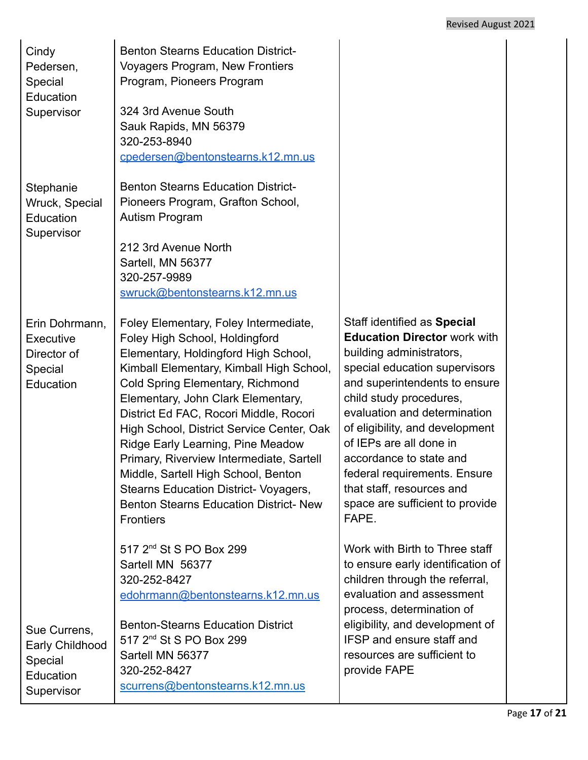| | | | |
|---|---|---|---|
| Cindy Pedersen, Special Education Supervisor | Benton Stearns Education District- Voyagers Program, New Frontiers Program, Pioneers Program<br><br>324 3rd Avenue South<br>Sauk Rapids, MN 56379<br>320-253-8940<br>cpedersen@bentonstearns.k12.mn.us | | |
| Stephanie Wruck, Special Education Supervisor | Benton Stearns Education District- Pioneers Program, Grafton School, Autism Program<br><br>212 3rd Avenue North<br>Sartell, MN 56377<br>320-257-9989<br>swruck@bentonstearns.k12.mn.us | | |
| Erin Dohrmann, Executive Director of Special Education | Foley Elementary, Foley Intermediate, Foley High School, Holdingford Elementary, Holdingford High School, Kimball Elementary, Kimball High School, Cold Spring Elementary, Richmond Elementary, John Clark Elementary, District Ed FAC, Rocori Middle, Rocori High School, District Service Center, Oak Ridge Early Learning, Pine Meadow Primary, Riverview Intermediate, Sartell Middle, Sartell High School, Benton Stearns Education District- Voyagers, Benton Stearns Education District- New Frontiers<br><br>517 2nd St S PO Box 299<br>Sartell MN 56377<br>320-252-8427<br>edohrmann@bentonstearns.k12.mn.us | Staff identified as **Special Education Director** work with building administrators, special education supervisors and superintendents to ensure child study procedures, evaluation and determination of eligibility, and development of IEPs are all done in accordance to state and federal requirements. Ensure that staff, resources and space are sufficient to provide FAPE.<br><br>Work with Birth to Three staff to ensure early identification of children through the referral, evaluation and assessment process, determination of eligibility, and development of IFSP and ensure staff and resources are sufficient to provide FAPE | |
| Sue Currens, Early Childhood Special Education Supervisor | Benton-Stearns Education District<br>517 2nd St S PO Box 299<br>Sartell MN 56377<br>320-252-8427<br>scurrens@bentonstearns.k12.mn.us | | |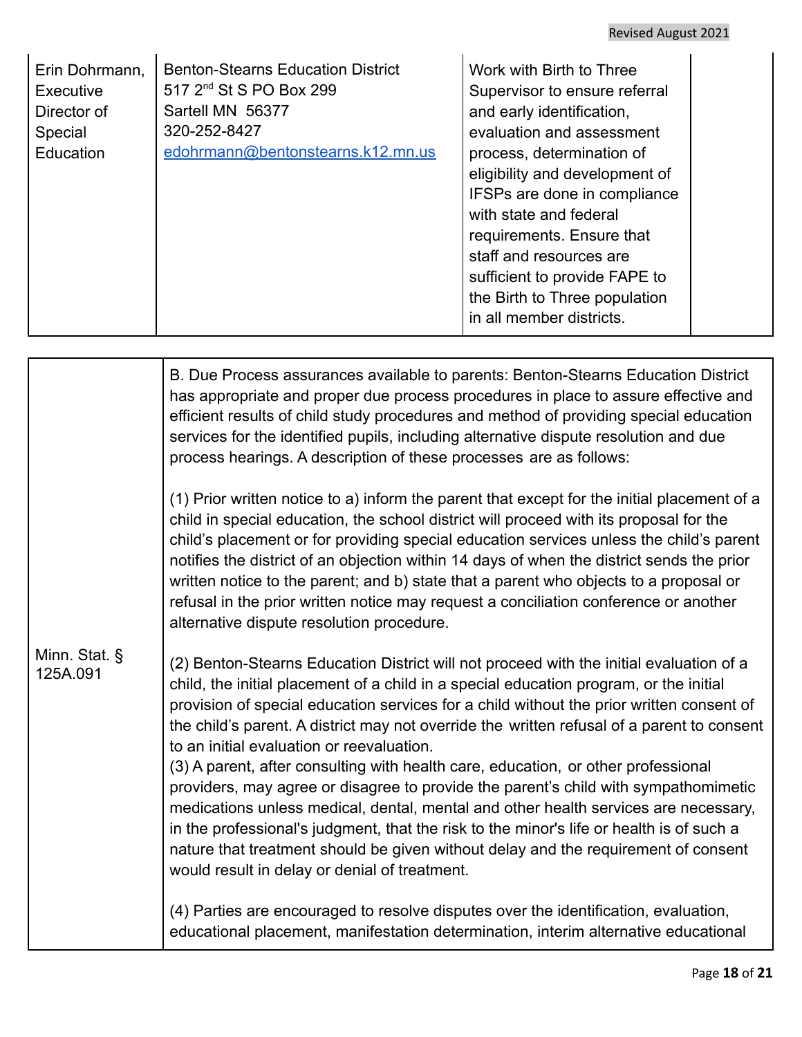| Erin Dohrmann, Executive Director of Special Education | Benton-Stearns Education District<br>517 2nd St S PO Box 299<br>Sartell MN 56377<br>320-252-8427<br>edohrmann@bentonstearns.k12.mn.us | Work with Birth to Three Supervisor to ensure referral and early identification, evaluation and assessment process, determination of eligibility and development of IFSPs are done in compliance with state and federal requirements. Ensure that staff and resources are sufficient to provide FAPE to the Birth to Three population in all member districts. | |
|---|---|---|---|

| | |
|---|---|
| Minn. Stat. § 125A.091 | B. Due Process assurances available to parents: Benton-Stearns Education District has appropriate and proper due process procedures in place to assure effective and efficient results of child study procedures and method of providing special education services for the identified pupils, including alternative dispute resolution and due process hearings. A description of these processes are as follows:<br><br>(1) Prior written notice to a) inform the parent that except for the initial placement of a child in special education, the school district will proceed with its proposal for the child's placement or for providing special education services unless the child's parent notifies the district of an objection within 14 days of when the district sends the prior written notice to the parent; and b) state that a parent who objects to a proposal or refusal in the prior written notice may request a conciliation conference or another alternative dispute resolution procedure.<br><br>(2) Benton-Stearns Education District will not proceed with the initial evaluation of a child, the initial placement of a child in a special education program, or the initial provision of special education services for a child without the prior written consent of the child's parent. A district may not override the written refusal of a parent to consent to an initial evaluation or reevaluation.<br>(3) A parent, after consulting with health care, education, or other professional providers, may agree or disagree to provide the parent's child with sympathomimetic medications unless medical, dental, mental and other health services are necessary, in the professional's judgment, that the risk to the minor's life or health is of such a nature that treatment should be given without delay and the requirement of consent would result in delay or denial of treatment.<br><br>(4) Parties are encouraged to resolve disputes over the identification, evaluation, educational placement, manifestation determination, interim alternative educational |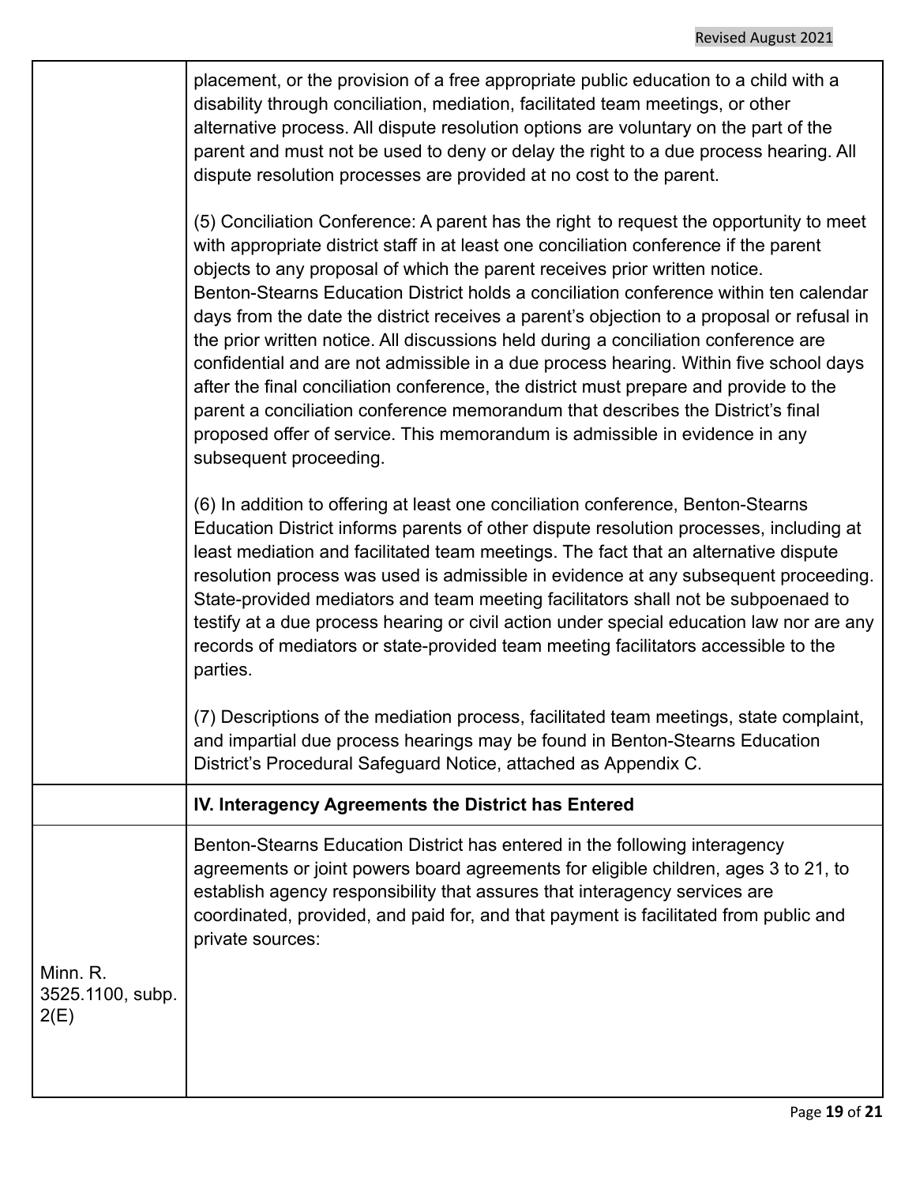| | |
|---|---|
| | placement, or the provision of a free appropriate public education to a child with a disability through conciliation, mediation, facilitated team meetings, or other alternative process. All dispute resolution options are voluntary on the part of the parent and must not be used to deny or delay the right to a due process hearing. All dispute resolution processes are provided at no cost to the parent.<br><br>(5) Conciliation Conference: A parent has the right to request the opportunity to meet with appropriate district staff in at least one conciliation conference if the parent objects to any proposal of which the parent receives prior written notice. Benton-Stearns Education District holds a conciliation conference within ten calendar days from the date the district receives a parent's objection to a proposal or refusal in the prior written notice. All discussions held during a conciliation conference are confidential and are not admissible in a due process hearing. Within five school days after the final conciliation conference, the district must prepare and provide to the parent a conciliation conference memorandum that describes the District's final proposed offer of service. This memorandum is admissible in evidence in any subsequent proceeding.<br><br>(6) In addition to offering at least one conciliation conference, Benton-Stearns Education District informs parents of other dispute resolution processes, including at least mediation and facilitated team meetings. The fact that an alternative dispute resolution process was used is admissible in evidence at any subsequent proceeding. State-provided mediators and team meeting facilitators shall not be subpoenaed to testify at a due process hearing or civil action under special education law nor are any records of mediators or state-provided team meeting facilitators accessible to the parties.<br><br>(7) Descriptions of the mediation process, facilitated team meetings, state complaint, and impartial due process hearings may be found in Benton-Stearns Education District's Procedural Safeguard Notice, attached as Appendix C. |
| | **IV. Interagency Agreements the District has Entered** |
| Minn. R. 3525.1100, subp. 2(E) | Benton-Stearns Education District has entered in the following interagency agreements or joint powers board agreements for eligible children, ages 3 to 21, to establish agency responsibility that assures that interagency services are coordinated, provided, and paid for, and that payment is facilitated from public and private sources: |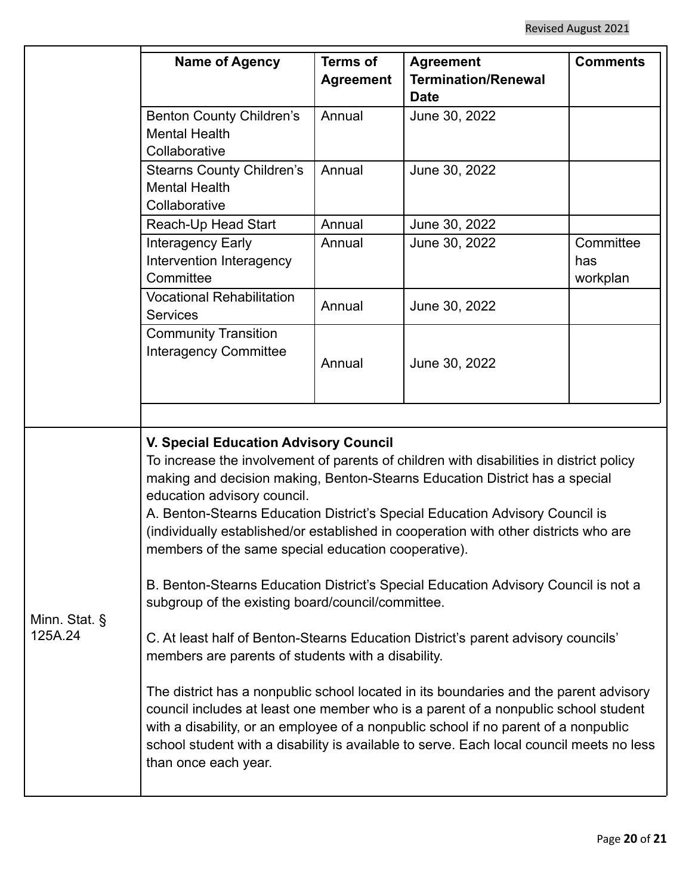| Name of Agency | Terms of Agreement | Agreement Termination/Renewal Date | Comments |
|---|---|---|---|
| Benton County Children's Mental Health Collaborative | Annual | June 30, 2022 | |
| Stearns County Children's Mental Health Collaborative | Annual | June 30, 2022 | |
| Reach-Up Head Start | Annual | June 30, 2022 | |
| Interagency Early Intervention Interagency Committee | Annual | June 30, 2022 | Committee has workplan |
| Vocational Rehabilitation Services | Annual | June 30, 2022 | |
| Community Transition Interagency Committee | Annual | June 30, 2022 | |

Minn. Stat. § 125A.24

**V. Special Education Advisory Council**

To increase the involvement of parents of children with disabilities in district policy making and decision making, Benton-Stearns Education District has a special education advisory council.

A. Benton-Stearns Education District's Special Education Advisory Council is (individually established/or established in cooperation with other districts who are members of the same special education cooperative).

B. Benton-Stearns Education District's Special Education Advisory Council is not a subgroup of the existing board/council/committee.

C. At least half of Benton-Stearns Education District's parent advisory councils' members are parents of students with a disability.

The district has a nonpublic school located in its boundaries and the parent advisory council includes at least one member who is a parent of a nonpublic school student with a disability, or an employee of a nonpublic school if no parent of a nonpublic school student with a disability is available to serve. Each local council meets no less than once each year.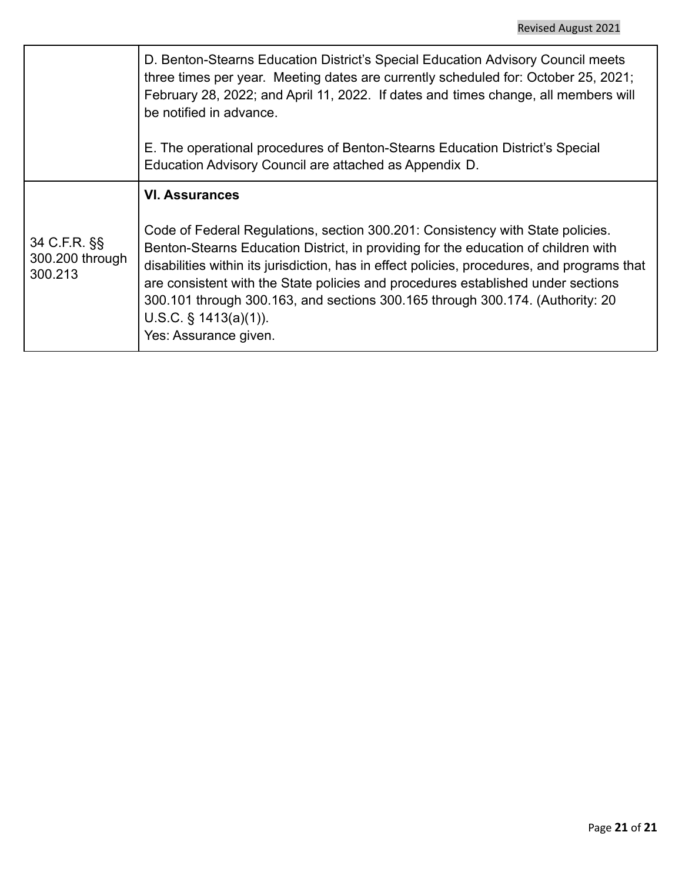| | |
|---|---|
| | D. Benton-Stearns Education District's Special Education Advisory Council meets three times per year. Meeting dates are currently scheduled for: October 25, 2021; February 28, 2022; and April 11, 2022. If dates and times change, all members will be notified in advance.<br><br>E. The operational procedures of Benton-Stearns Education District's Special Education Advisory Council are attached as Appendix D. |
| 34 C.F.R. §§ 300.200 through 300.213 | **VI. Assurances**<br><br>Code of Federal Regulations, section 300.201: Consistency with State policies. Benton-Stearns Education District, in providing for the education of children with disabilities within its jurisdiction, has in effect policies, procedures, and programs that are consistent with the State policies and procedures established under sections 300.101 through 300.163, and sections 300.165 through 300.174. (Authority: 20 U.S.C. § 1413(a)(1)).<br>Yes: Assurance given. |